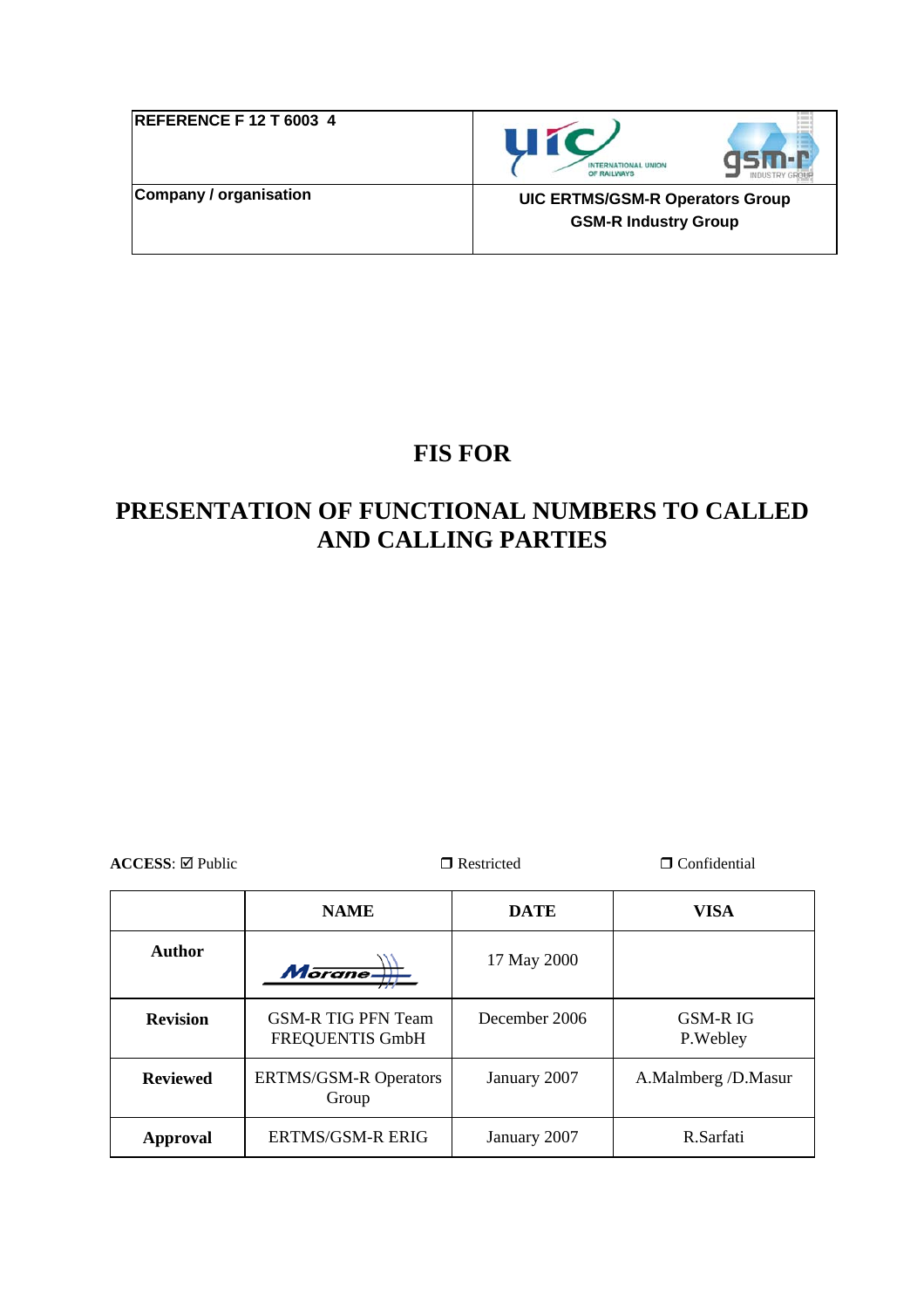| REFERENCE F 12 T 6003 4 | |
|---|---|
| Company / organisation | **UIC ERTMS/GSM-R Operators Group**<br>**GSM-R Industry Group** |

# FIS FOR

# PRESENTATION OF FUNCTIONAL NUMBERS TO CALLED AND CALLING PARTIES

**ACCESS**: ☑ Public ❐ Restricted ❐ Confidential

| | NAME | DATE | VISA |
|---|---|---|---|
| **Author** | Morane | 17 May 2000 | |
| **Revision** | GSM-R TIG PFN Team FREQUENTIS GmbH | December 2006 | GSM-R IG P.Webley |
| **Reviewed** | ERTMS/GSM-R Operators Group | January 2007 | A.Malmberg /D.Masur |
| **Approval** | ERTMS/GSM-R ERIG | January 2007 | R.Sarfati |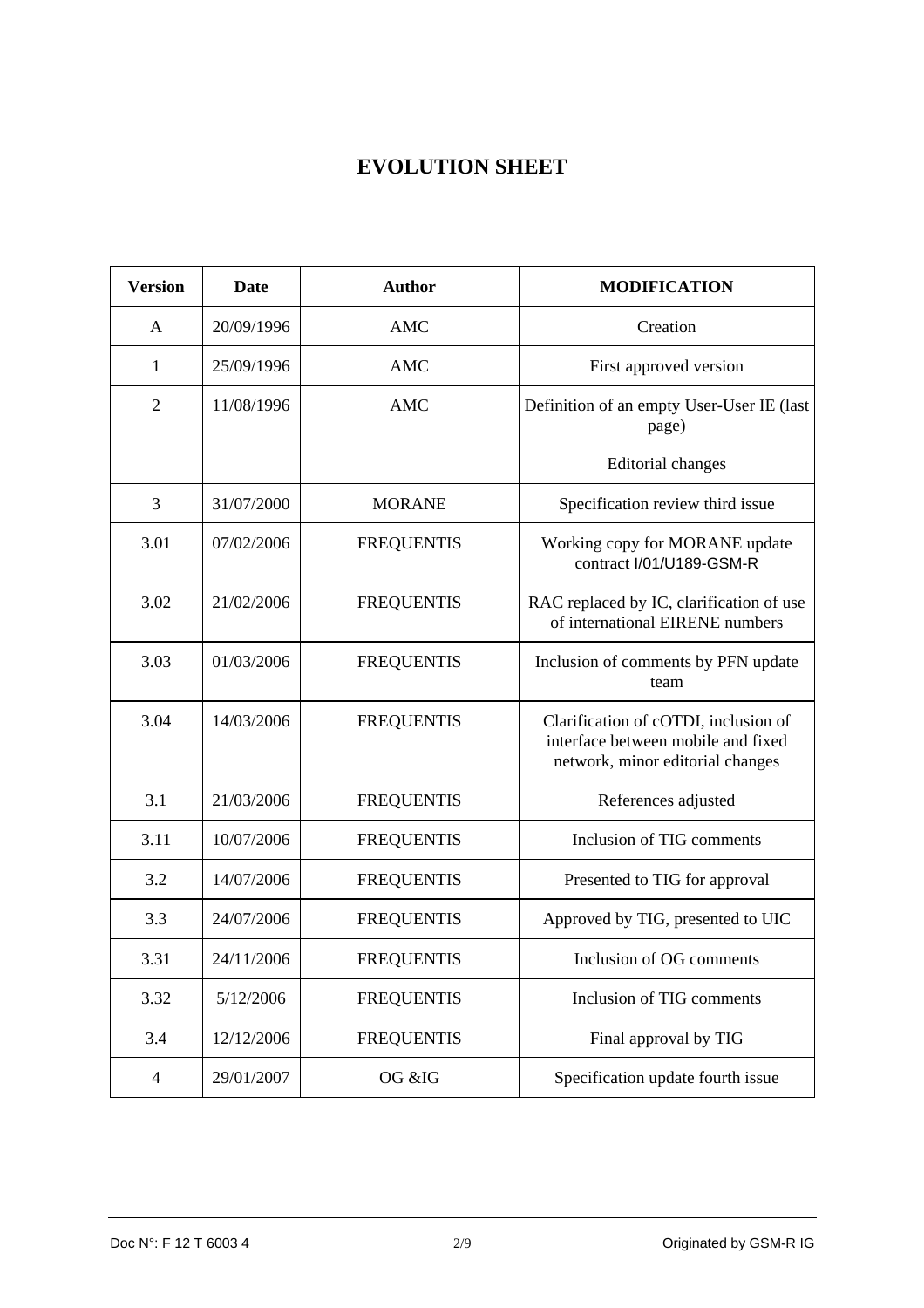# EVOLUTION SHEET

| Version | Date | Author | MODIFICATION |
|---|---|---|---|
| A | 20/09/1996 | AMC | Creation |
| 1 | 25/09/1996 | AMC | First approved version |
| 2 | 11/08/1996 | AMC | Definition of an empty User-User IE (last page)<br><br>Editorial changes |
| 3 | 31/07/2000 | MORANE | Specification review third issue |
| 3.01 | 07/02/2006 | FREQUENTIS | Working copy for MORANE update contract I/01/U189-GSM-R |
| 3.02 | 21/02/2006 | FREQUENTIS | RAC replaced by IC, clarification of use of international EIRENE numbers |
| 3.03 | 01/03/2006 | FREQUENTIS | Inclusion of comments by PFN update team |
| 3.04 | 14/03/2006 | FREQUENTIS | Clarification of cOTDI, inclusion of interface between mobile and fixed network, minor editorial changes |
| 3.1 | 21/03/2006 | FREQUENTIS | References adjusted |
| 3.11 | 10/07/2006 | FREQUENTIS | Inclusion of TIG comments |
| 3.2 | 14/07/2006 | FREQUENTIS | Presented to TIG for approval |
| 3.3 | 24/07/2006 | FREQUENTIS | Approved by TIG, presented to UIC |
| 3.31 | 24/11/2006 | FREQUENTIS | Inclusion of OG comments |
| 3.32 | 5/12/2006 | FREQUENTIS | Inclusion of TIG comments |
| 3.4 | 12/12/2006 | FREQUENTIS | Final approval by TIG |
| 4 | 29/01/2007 | OG &IG | Specification update fourth issue |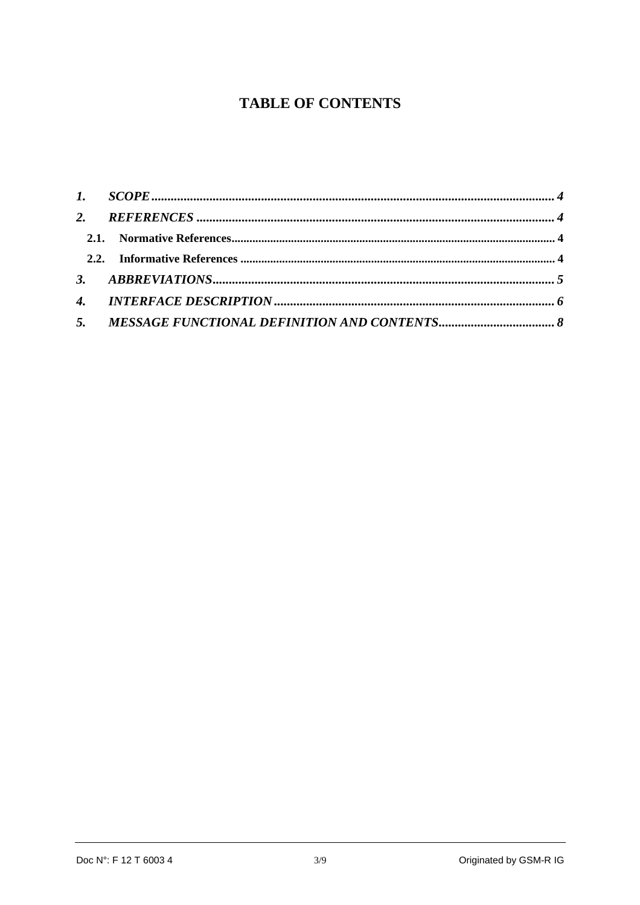# TABLE OF CONTENTS

*1. SCOPE* ........................................................................................................................ *4*

*2. REFERENCES* ........................................................................................................... *4*

**2.1. Normative References** ........................................................................................... **4**

**2.2. Informative References** ......................................................................................... **4**

*3. ABBREVIATIONS* ..................................................................................................... *5*

*4. INTERFACE DESCRIPTION* ..................................................................................... *6*

*5. MESSAGE FUNCTIONAL DEFINITION AND CONTENTS* ........................................ *8*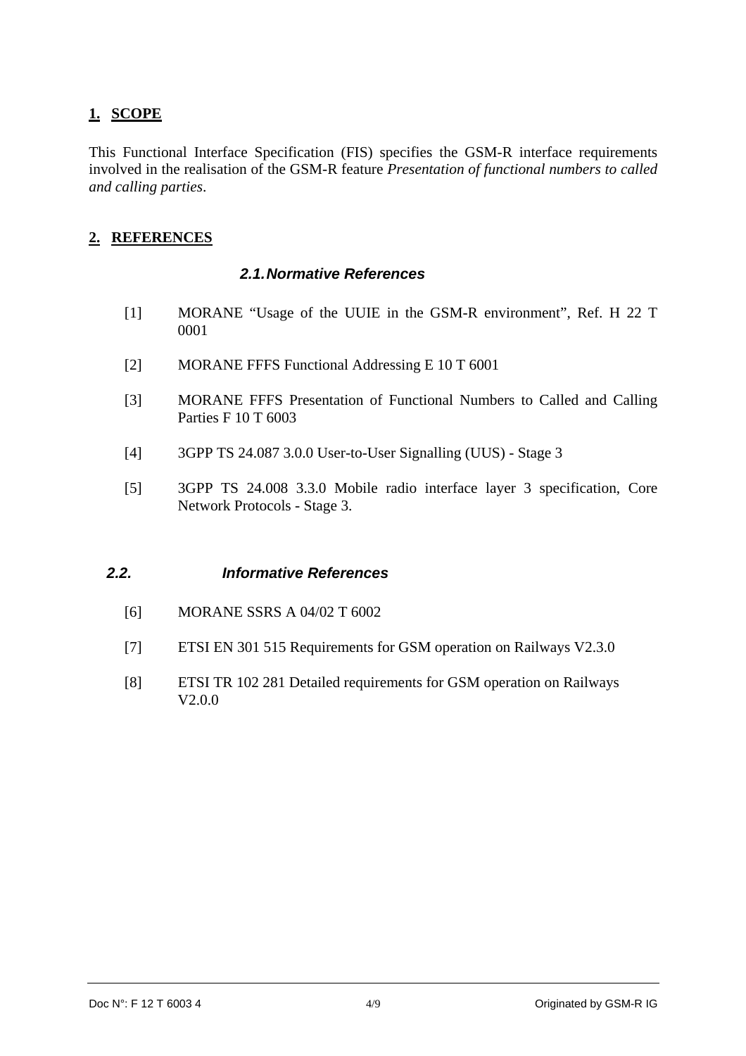# 1. SCOPE

This Functional Interface Specification (FIS) specifies the GSM-R interface requirements involved in the realisation of the GSM-R feature *Presentation of functional numbers to called and calling parties*.

# 2. REFERENCES

## 2.1. Normative References

[1] MORANE "Usage of the UUIE in the GSM-R environment", Ref. H 22 T 0001

[2] MORANE FFFS Functional Addressing E 10 T 6001

[3] MORANE FFFS Presentation of Functional Numbers to Called and Calling Parties F 10 T 6003

[4] 3GPP TS 24.087 3.0.0 User-to-User Signalling (UUS) - Stage 3

[5] 3GPP TS 24.008 3.3.0 Mobile radio interface layer 3 specification, Core Network Protocols - Stage 3.

## 2.2. Informative References

[6] MORANE SSRS A 04/02 T 6002

[7] ETSI EN 301 515 Requirements for GSM operation on Railways V2.3.0

[8] ETSI TR 102 281 Detailed requirements for GSM operation on Railways V2.0.0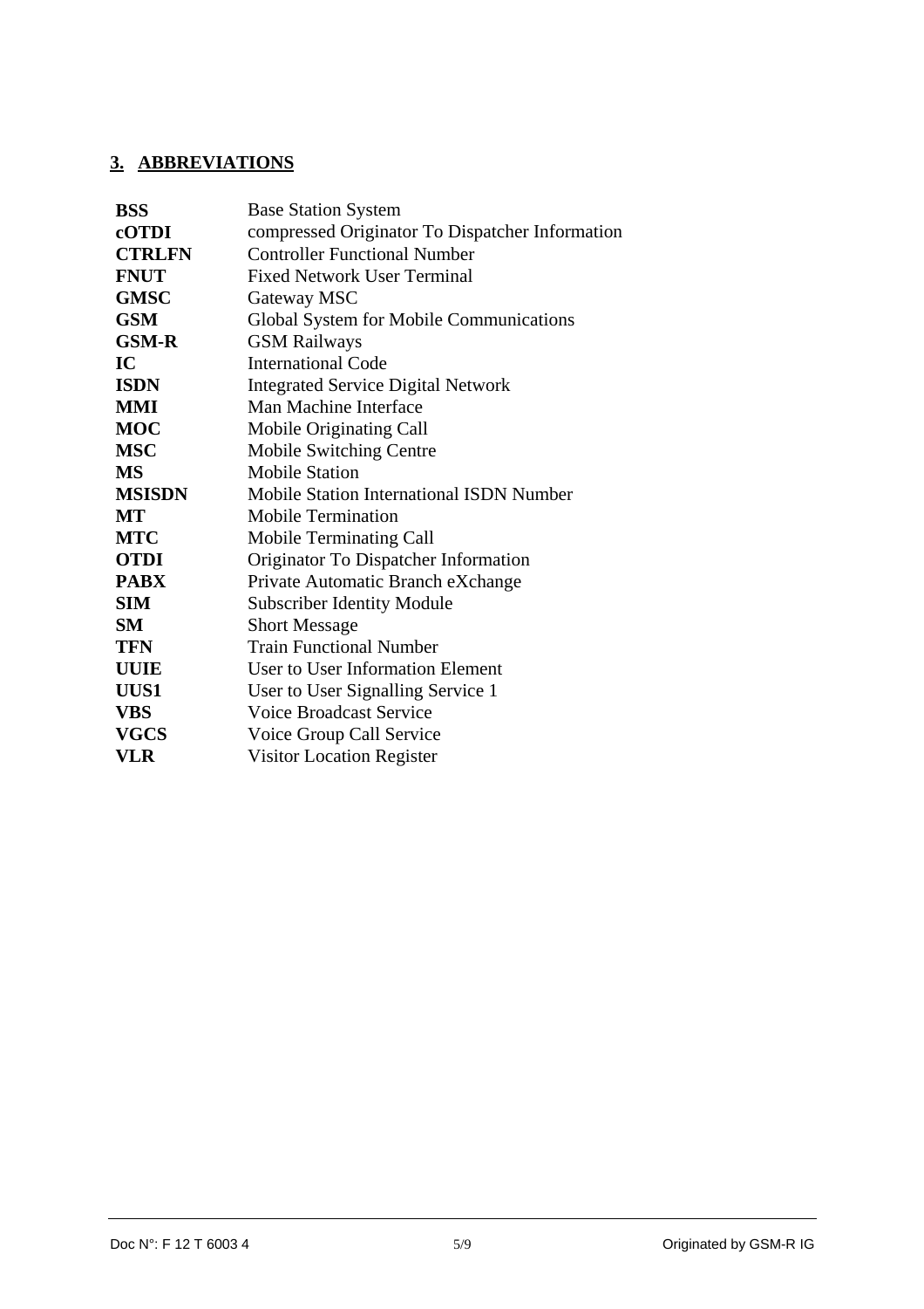## 3. ABBREVIATIONS

| | |
|---|---|
| **BSS** | Base Station System |
| **cOTDI** | compressed Originator To Dispatcher Information |
| **CTRLFN** | Controller Functional Number |
| **FNUT** | Fixed Network User Terminal |
| **GMSC** | Gateway MSC |
| **GSM** | Global System for Mobile Communications |
| **GSM-R** | GSM Railways |
| **IC** | International Code |
| **ISDN** | Integrated Service Digital Network |
| **MMI** | Man Machine Interface |
| **MOC** | Mobile Originating Call |
| **MSC** | Mobile Switching Centre |
| **MS** | Mobile Station |
| **MSISDN** | Mobile Station International ISDN Number |
| **MT** | Mobile Termination |
| **MTC** | Mobile Terminating Call |
| **OTDI** | Originator To Dispatcher Information |
| **PABX** | Private Automatic Branch eXchange |
| **SIM** | Subscriber Identity Module |
| **SM** | Short Message |
| **TFN** | Train Functional Number |
| **UUIE** | User to User Information Element |
| **UUS1** | User to User Signalling Service 1 |
| **VBS** | Voice Broadcast Service |
| **VGCS** | Voice Group Call Service |
| **VLR** | Visitor Location Register |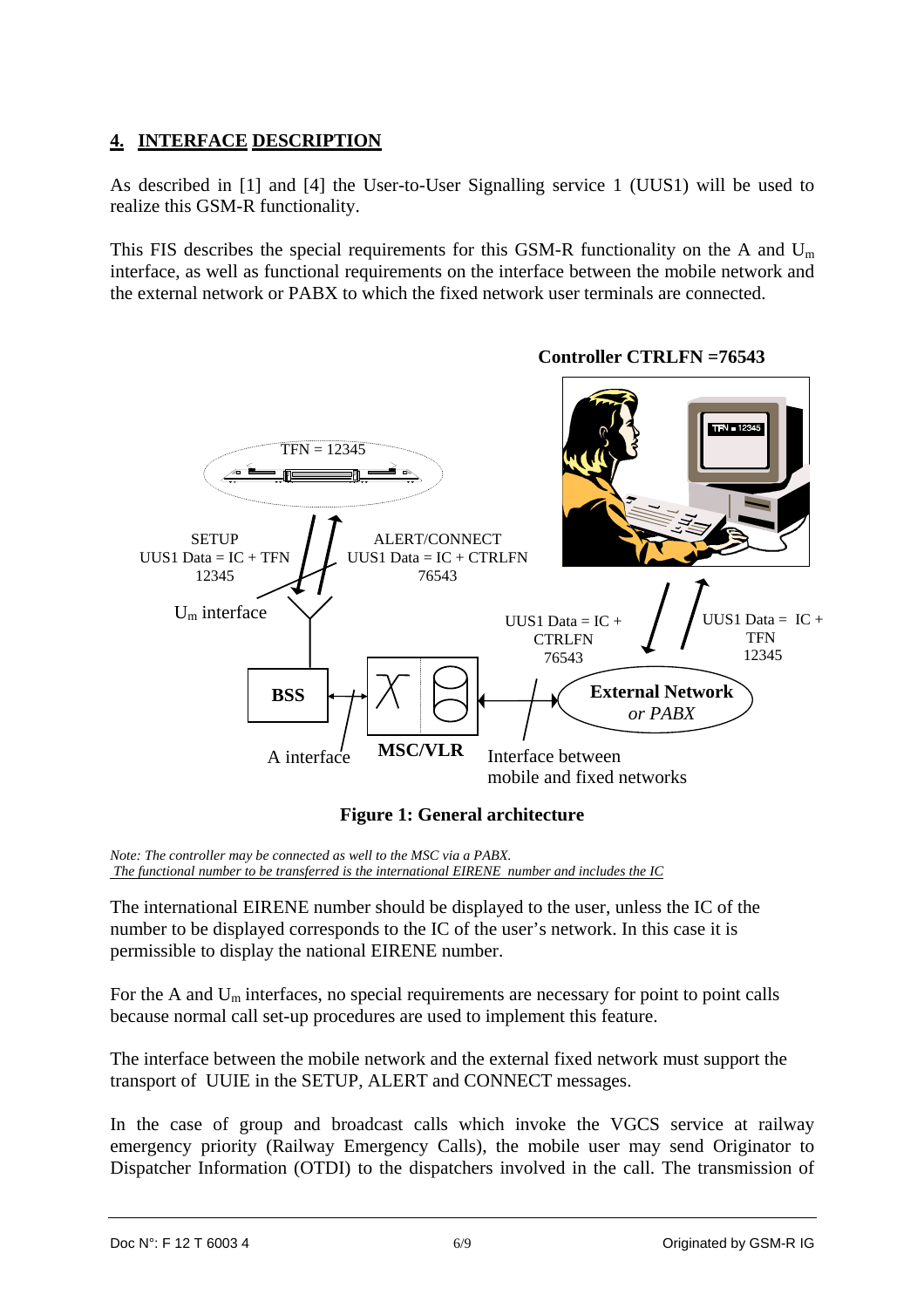## 4. INTERFACE DESCRIPTION

As described in [1] and [4] the User-to-User Signalling service 1 (UUS1) will be used to realize this GSM-R functionality.

This FIS describes the special requirements for this GSM-R functionality on the A and $U_m$ interface, as well as functional requirements on the interface between the mobile network and the external network or PABX to which the fixed network user terminals are connected.

**Controller CTRLFN =76543**

TFN = 12345

SETUP
UUS1 Data = IC + TFN
12345

ALERT/CONNECT
UUS1 Data = IC + CTRLFN
76543

$U_m$ interface

UUS1 Data = IC + CTRLFN 76543

UUS1 Data = IC + TFN 12345

**BSS**

**MSC/VLR**

**External Network** *or PABX*

A interface

Interface between mobile and fixed networks

**Figure 1: General architecture**

*Note: The controller may be connected as well to the MSC via a PABX.*
*The functional number to be transferred is the international EIRENE number and includes the IC*

The international EIRENE number should be displayed to the user, unless the IC of the number to be displayed corresponds to the IC of the user's network. In this case it is permissible to display the national EIRENE number.

For the A and $U_m$ interfaces, no special requirements are necessary for point to point calls because normal call set-up procedures are used to implement this feature.

The interface between the mobile network and the external fixed network must support the transport of UUIE in the SETUP, ALERT and CONNECT messages.

In the case of group and broadcast calls which invoke the VGCS service at railway emergency priority (Railway Emergency Calls), the mobile user may send Originator to Dispatcher Information (OTDI) to the dispatchers involved in the call. The transmission of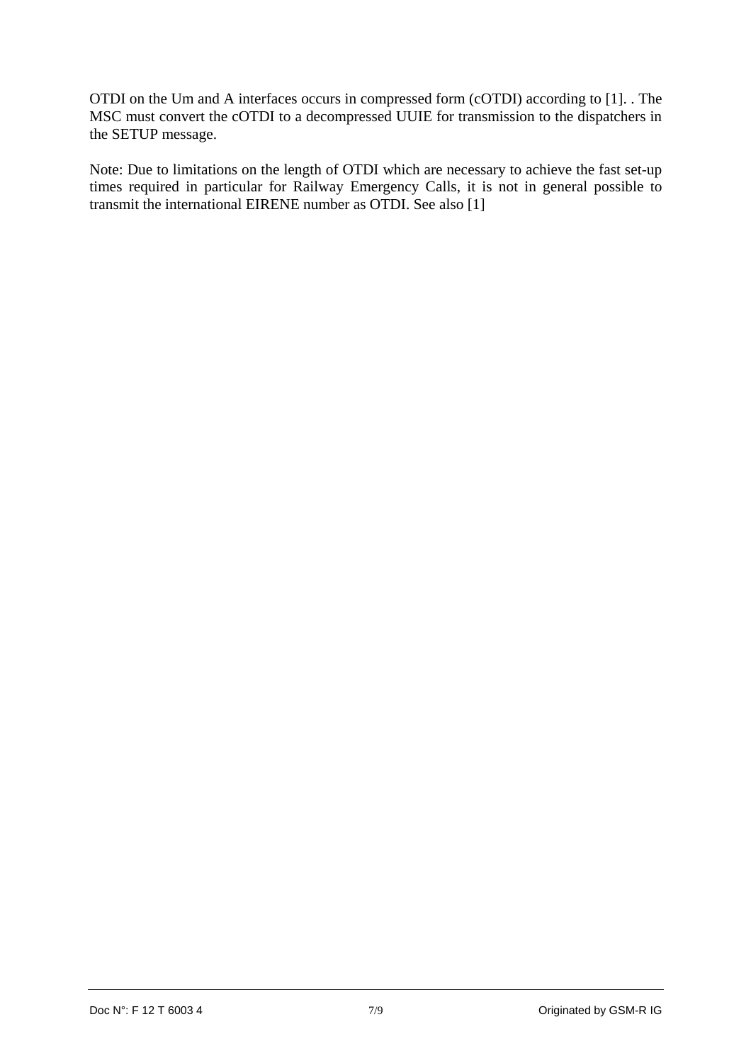OTDI on the Um and A interfaces occurs in compressed form (cOTDI) according to [1]. . The MSC must convert the cOTDI to a decompressed UUIE for transmission to the dispatchers in the SETUP message.

Note: Due to limitations on the length of OTDI which are necessary to achieve the fast set-up times required in particular for Railway Emergency Calls, it is not in general possible to transmit the international EIRENE number as OTDI. See also [1]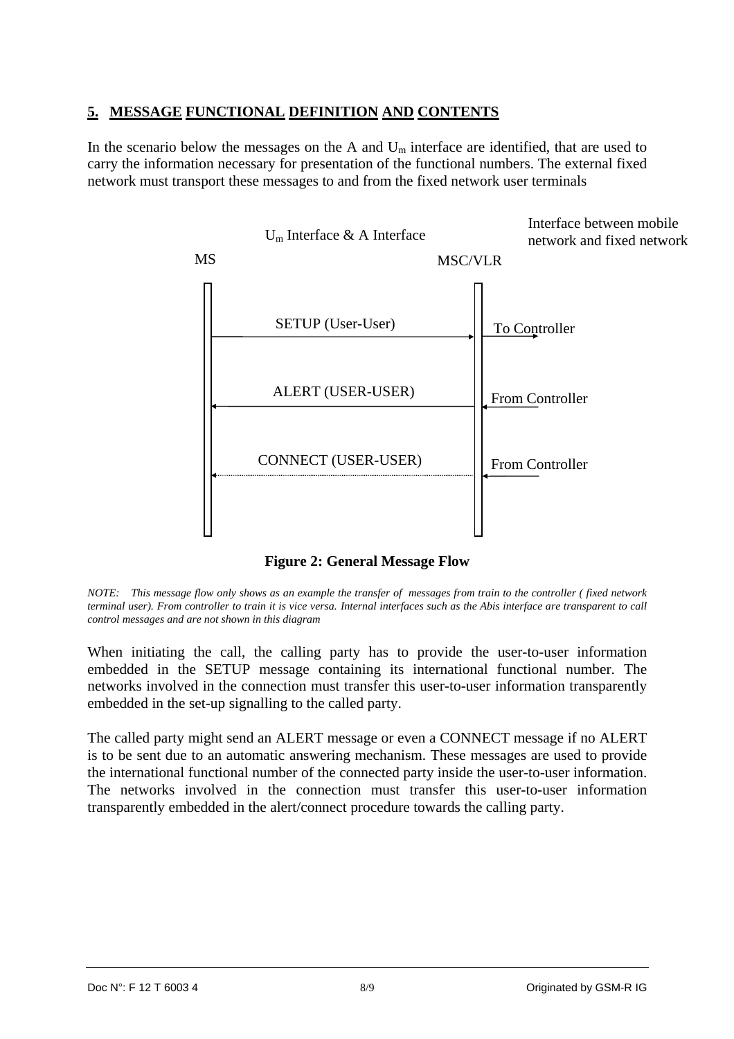## 5. MESSAGE FUNCTIONAL DEFINITION AND CONTENTS

In the scenario below the messages on the A and $U_m$ interface are identified, that are used to carry the information necessary for presentation of the functional numbers. The external fixed network must transport these messages to and from the fixed network user terminals

$U_m$ Interface & A Interface

Interface between mobile network and fixed network

MS

MSC/VLR

SETUP (User-User)

To Controller

ALERT (USER-USER)

From Controller

CONNECT (USER-USER)

From Controller

**Figure 2: General Message Flow**

*NOTE: This message flow only shows as an example the transfer of messages from train to the controller ( fixed network terminal user). From controller to train it is vice versa. Internal interfaces such as the Abis interface are transparent to call control messages and are not shown in this diagram*

When initiating the call, the calling party has to provide the user-to-user information embedded in the SETUP message containing its international functional number. The networks involved in the connection must transfer this user-to-user information transparently embedded in the set-up signalling to the called party.

The called party might send an ALERT message or even a CONNECT message if no ALERT is to be sent due to an automatic answering mechanism. These messages are used to provide the international functional number of the connected party inside the user-to-user information. The networks involved in the connection must transfer this user-to-user information transparently embedded in the alert/connect procedure towards the calling party.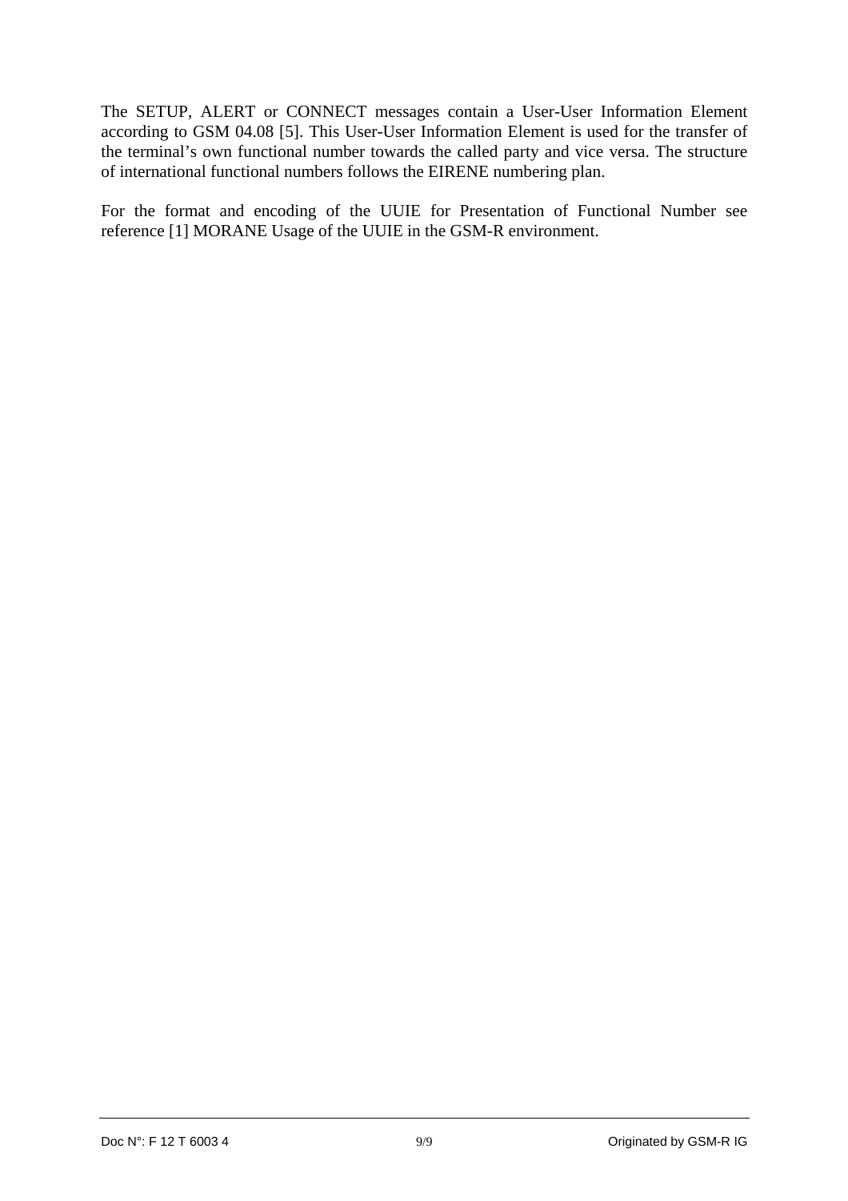The SETUP, ALERT or CONNECT messages contain a User-User Information Element according to GSM 04.08 [5]. This User-User Information Element is used for the transfer of the terminal’s own functional number towards the called party and vice versa. The structure of international functional numbers follows the EIRENE numbering plan.

For the format and encoding of the UUIE for Presentation of Functional Number see reference [1] MORANE Usage of the UUIE in the GSM-R environment.